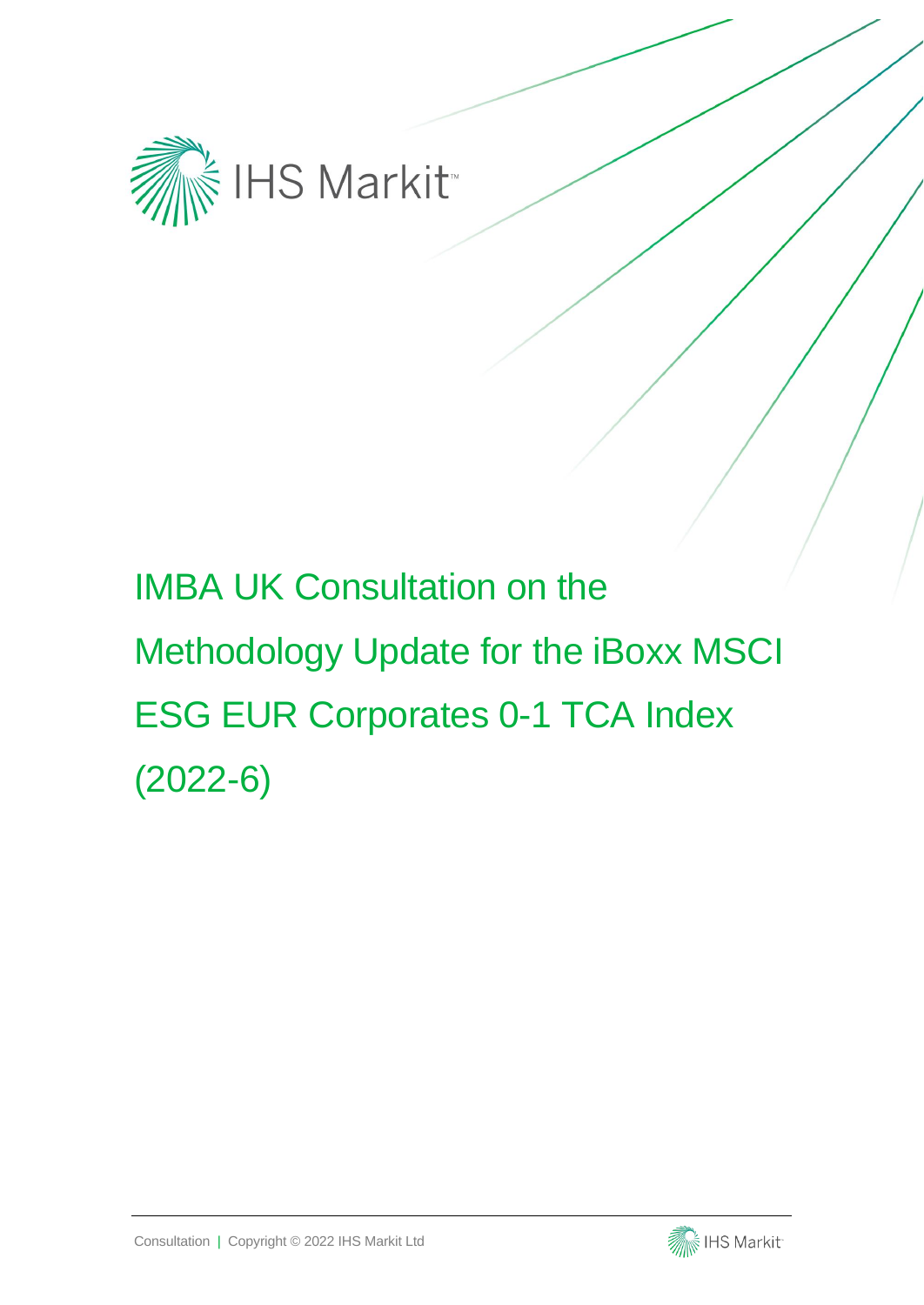# IMBA UK Consultation on the Methodology Update for the iBoxx MSCI ESG EUR Corporates 0-1 TCA Index (2022-6)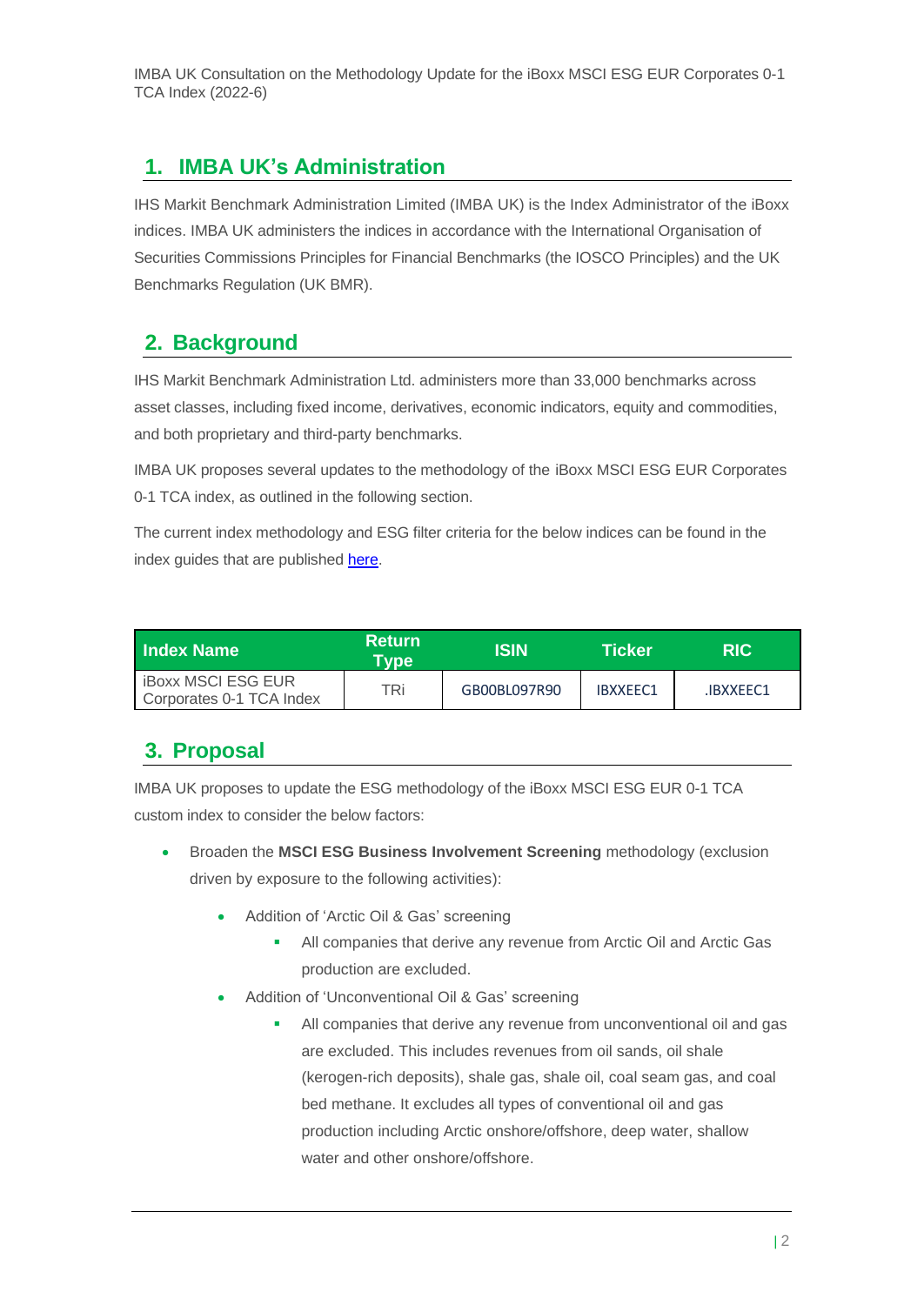## 1. IMBA UK's Administration

IHS Markit Benchmark Administration Limited (IMBA UK) is the Index Administrator of the iBoxx indices. IMBA UK administers the indices in accordance with the International Organisation of Securities Commissions Principles for Financial Benchmarks (the IOSCO Principles) and the UK Benchmarks Regulation (UK BMR).

## 2. Background

IHS Markit Benchmark Administration Ltd. administers more than 33,000 benchmarks across asset classes, including fixed income, derivatives, economic indicators, equity and commodities, and both proprietary and third-party benchmarks.

IMBA UK proposes several updates to the methodology of the iBoxx MSCI ESG EUR Corporates 0-1 TCA index, as outlined in the following section.

The current index methodology and ESG filter criteria for the below indices can be found in the index guides that are published here.

| Index Name | Return Type | ISIN | Ticker | RIC |
|---|---|---|---|---|
| iBoxx MSCI ESG EUR Corporates 0-1 TCA Index | TRi | GB00BL097R90 | IBXXEEC1 | .IBXXEEC1 |

## 3. Proposal

IMBA UK proposes to update the ESG methodology of the iBoxx MSCI ESG EUR 0-1 TCA custom index to consider the below factors:

- Broaden the **MSCI ESG Business Involvement Screening** methodology (exclusion driven by exposure to the following activities):
  - Addition of 'Arctic Oil & Gas' screening
    - All companies that derive any revenue from Arctic Oil and Arctic Gas production are excluded.
  - Addition of 'Unconventional Oil & Gas' screening
    - All companies that derive any revenue from unconventional oil and gas are excluded. This includes revenues from oil sands, oil shale (kerogen-rich deposits), shale gas, shale oil, coal seam gas, and coal bed methane. It excludes all types of conventional oil and gas production including Arctic onshore/offshore, deep water, shallow water and other onshore/offshore.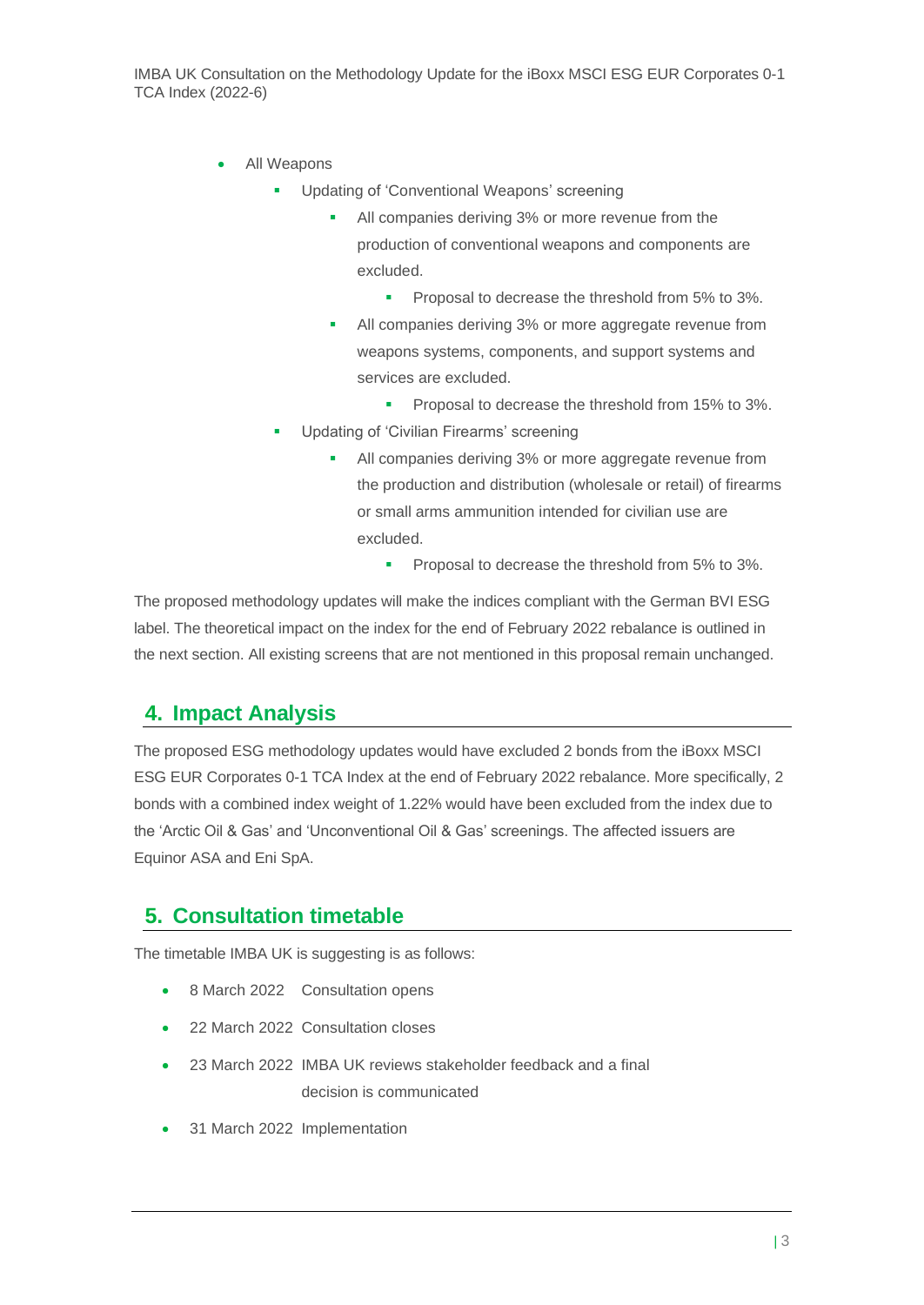- All Weapons
    - Updating of 'Conventional Weapons' screening
        - All companies deriving 3% or more revenue from the production of conventional weapons and components are excluded.
            - Proposal to decrease the threshold from 5% to 3%.
        - All companies deriving 3% or more aggregate revenue from weapons systems, components, and support systems and services are excluded.
            - Proposal to decrease the threshold from 15% to 3%.
    - Updating of 'Civilian Firearms' screening
        - All companies deriving 3% or more aggregate revenue from the production and distribution (wholesale or retail) of firearms or small arms ammunition intended for civilian use are excluded.
            - Proposal to decrease the threshold from 5% to 3%.

The proposed methodology updates will make the indices compliant with the German BVI ESG label. The theoretical impact on the index for the end of February 2022 rebalance is outlined in the next section. All existing screens that are not mentioned in this proposal remain unchanged.

## 4. Impact Analysis

The proposed ESG methodology updates would have excluded 2 bonds from the iBoxx MSCI ESG EUR Corporates 0-1 TCA Index at the end of February 2022 rebalance. More specifically, 2 bonds with a combined index weight of 1.22% would have been excluded from the index due to the 'Arctic Oil & Gas' and 'Unconventional Oil & Gas' screenings. The affected issuers are Equinor ASA and Eni SpA.

## 5. Consultation timetable

The timetable IMBA UK is suggesting is as follows:

- 8 March 2022 Consultation opens
- 22 March 2022 Consultation closes
- 23 March 2022 IMBA UK reviews stakeholder feedback and a final decision is communicated
- 31 March 2022 Implementation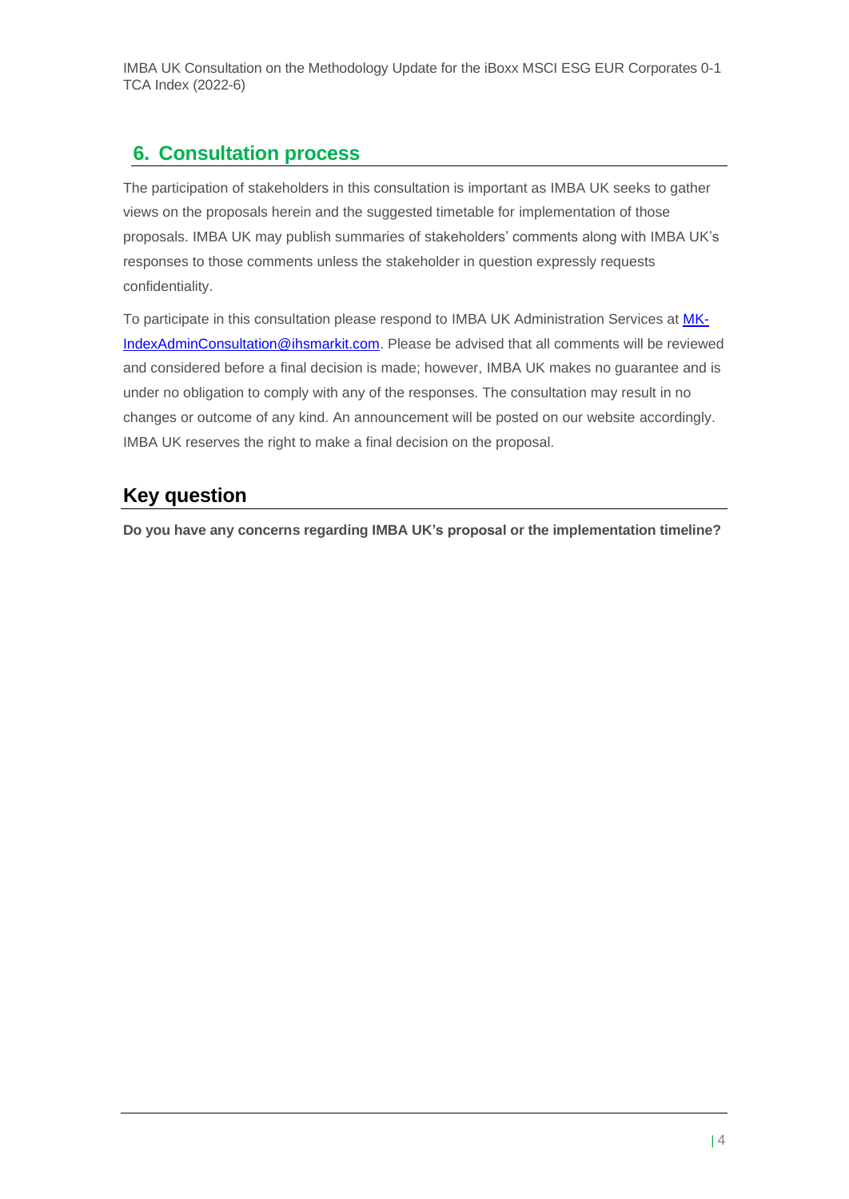## 6. Consultation process

The participation of stakeholders in this consultation is important as IMBA UK seeks to gather views on the proposals herein and the suggested timetable for implementation of those proposals. IMBA UK may publish summaries of stakeholders' comments along with IMBA UK's responses to those comments unless the stakeholder in question expressly requests confidentiality.

To participate in this consultation please respond to IMBA UK Administration Services at MK-IndexAdminConsultation@ihsmarkit.com. Please be advised that all comments will be reviewed and considered before a final decision is made; however, IMBA UK makes no guarantee and is under no obligation to comply with any of the responses. The consultation may result in no changes or outcome of any kind. An announcement will be posted on our website accordingly. IMBA UK reserves the right to make a final decision on the proposal.

## Key question

**Do you have any concerns regarding IMBA UK's proposal or the implementation timeline?**